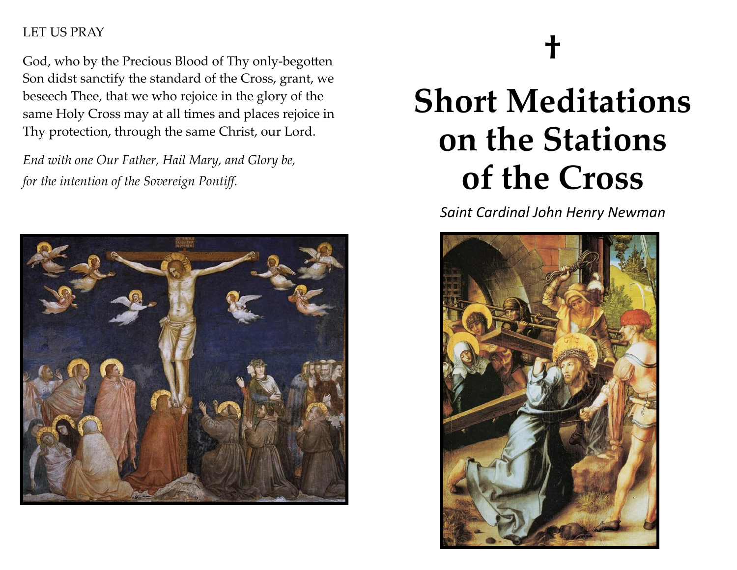LET US PRAY

God, who by the Precious Blood of Thy only-begotten Son didst sanctify the standard of the Cross, grant, we beseech Thee, that we who rejoice in the glory of the same Holy Cross may at all times and places rejoice in Thy protection, through the same Christ, our Lord.

*End with one Our Father, Hail Mary, and Glory be, for the intention of the Sovereign Pontiff.*

†

# Short Meditations on the Stations of the Cross

*Saint Cardinal John Henry Newman*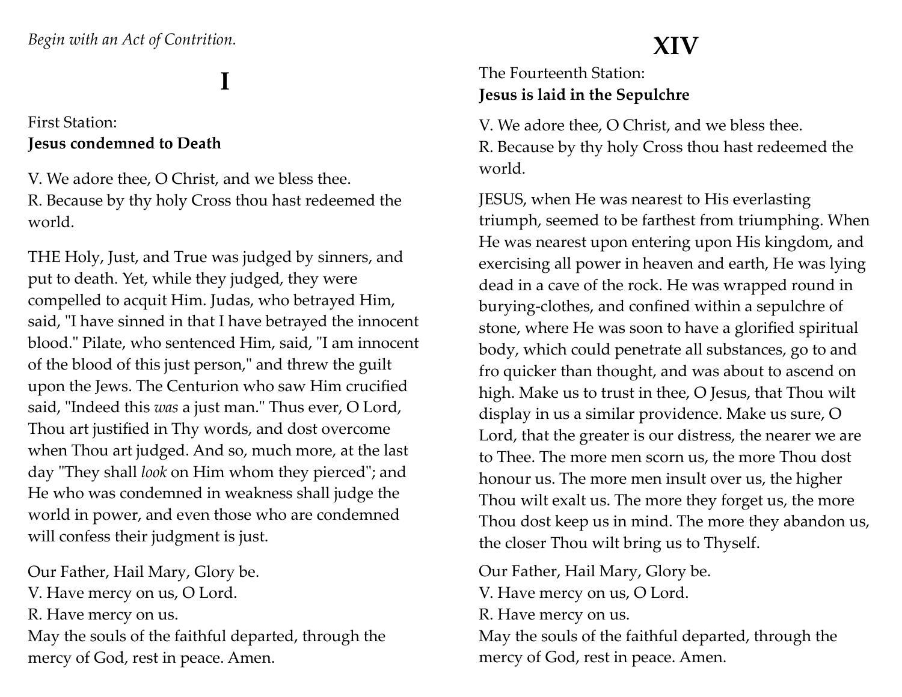*Begin with an Act of Contrition.*

# I

First Station:
**Jesus condemned to Death**

V. We adore thee, O Christ, and we bless thee.
R. Because by thy holy Cross thou hast redeemed the world.

THE Holy, Just, and True was judged by sinners, and put to death. Yet, while they judged, they were compelled to acquit Him. Judas, who betrayed Him, said, "I have sinned in that I have betrayed the innocent blood." Pilate, who sentenced Him, said, "I am innocent of the blood of this just person," and threw the guilt upon the Jews. The Centurion who saw Him crucified said, "Indeed this *was* a just man." Thus ever, O Lord, Thou art justified in Thy words, and dost overcome when Thou art judged. And so, much more, at the last day "They shall *look* on Him whom they pierced"; and He who was condemned in weakness shall judge the world in power, and even those who are condemned will confess their judgment is just.

Our Father, Hail Mary, Glory be.
V. Have mercy on us, O Lord.
R. Have mercy on us.
May the souls of the faithful departed, through the mercy of God, rest in peace. Amen.

# XIV

The Fourteenth Station:
**Jesus is laid in the Sepulchre**

V. We adore thee, O Christ, and we bless thee.
R. Because by thy holy Cross thou hast redeemed the world.

JESUS, when He was nearest to His everlasting triumph, seemed to be farthest from triumphing. When He was nearest upon entering upon His kingdom, and exercising all power in heaven and earth, He was lying dead in a cave of the rock. He was wrapped round in burying-clothes, and confined within a sepulchre of stone, where He was soon to have a glorified spiritual body, which could penetrate all substances, go to and fro quicker than thought, and was about to ascend on high. Make us to trust in thee, O Jesus, that Thou wilt display in us a similar providence. Make us sure, O Lord, that the greater is our distress, the nearer we are to Thee. The more men scorn us, the more Thou dost honour us. The more men insult over us, the higher Thou wilt exalt us. The more they forget us, the more Thou dost keep us in mind. The more they abandon us, the closer Thou wilt bring us to Thyself.

Our Father, Hail Mary, Glory be.
V. Have mercy on us, O Lord.
R. Have mercy on us.
May the souls of the faithful departed, through the mercy of God, rest in peace. Amen.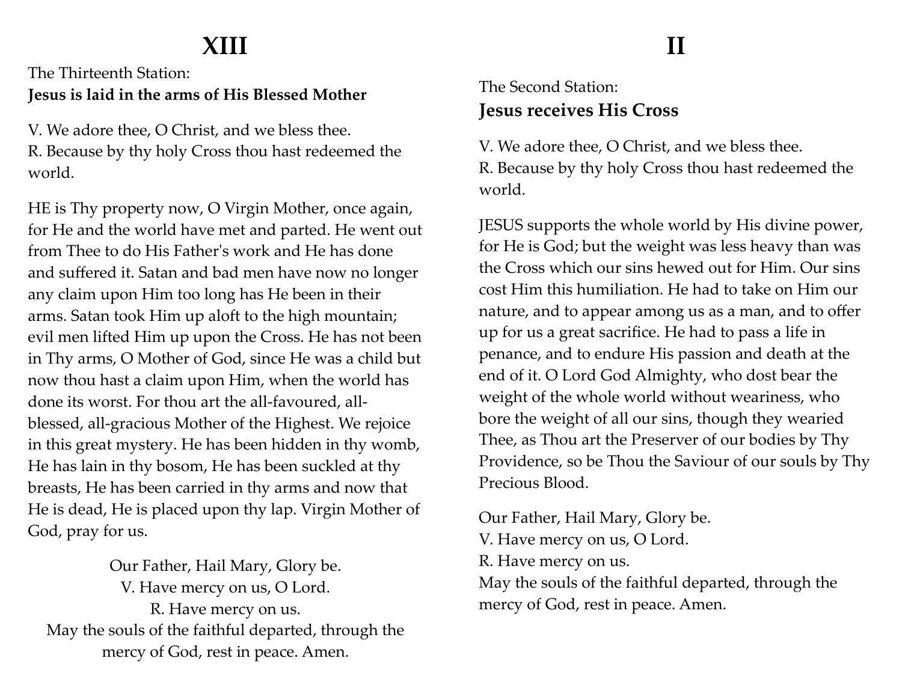# XIII

The Thirteenth Station:
**Jesus is laid in the arms of His Blessed Mother**

V. We adore thee, O Christ, and we bless thee.
R. Because by thy holy Cross thou hast redeemed the world.

HE is Thy property now, O Virgin Mother, once again, for He and the world have met and parted. He went out from Thee to do His Father's work and He has done and suffered it. Satan and bad men have now no longer any claim upon Him too long has He been in their arms. Satan took Him up aloft to the high mountain; evil men lifted Him up upon the Cross. He has not been in Thy arms, O Mother of God, since He was a child but now thou hast a claim upon Him, when the world has done its worst. For thou art the all-favoured, all-blessed, all-gracious Mother of the Highest. We rejoice in this great mystery. He has been hidden in thy womb, He has lain in thy bosom, He has been suckled at thy breasts, He has been carried in thy arms and now that He is dead, He is placed upon thy lap. Virgin Mother of God, pray for us.

Our Father, Hail Mary, Glory be.
V. Have mercy on us, O Lord.
R. Have mercy on us.
May the souls of the faithful departed, through the mercy of God, rest in peace. Amen.

# II

The Second Station:
**Jesus receives His Cross**

V. We adore thee, O Christ, and we bless thee.
R. Because by thy holy Cross thou hast redeemed the world.

JESUS supports the whole world by His divine power, for He is God; but the weight was less heavy than was the Cross which our sins hewed out for Him. Our sins cost Him this humiliation. He had to take on Him our nature, and to appear among us as a man, and to offer up for us a great sacrifice. He had to pass a life in penance, and to endure His passion and death at the end of it. O Lord God Almighty, who dost bear the weight of the whole world without weariness, who bore the weight of all our sins, though they wearied Thee, as Thou art the Preserver of our bodies by Thy Providence, so be Thou the Saviour of our souls by Thy Precious Blood.

Our Father, Hail Mary, Glory be.
V. Have mercy on us, O Lord.
R. Have mercy on us.
May the souls of the faithful departed, through the mercy of God, rest in peace. Amen.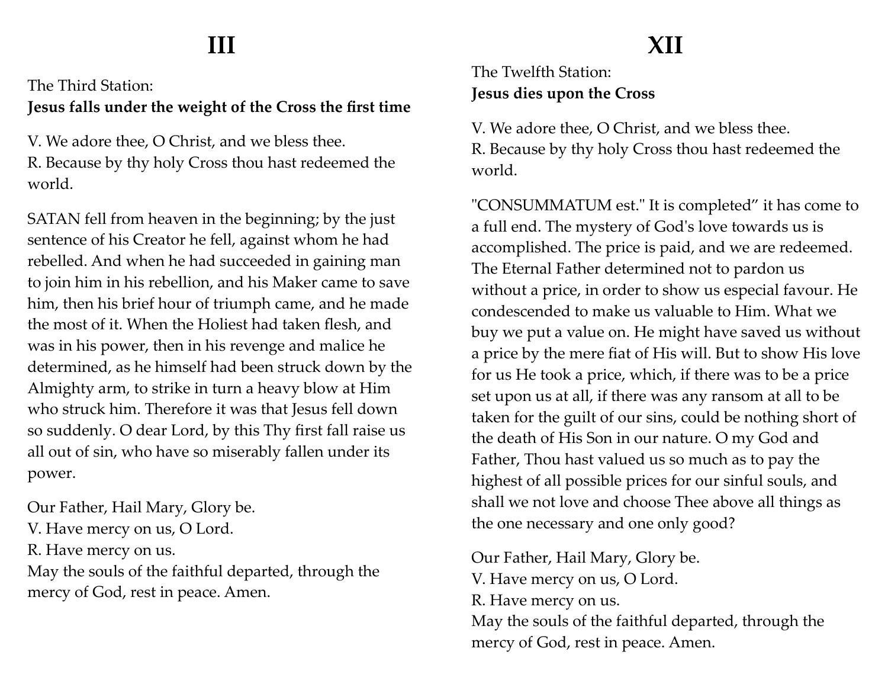# III

The Third Station:
**Jesus falls under the weight of the Cross the first time**

V. We adore thee, O Christ, and we bless thee.
R. Because by thy holy Cross thou hast redeemed the world.

SATAN fell from heaven in the beginning; by the just sentence of his Creator he fell, against whom he had rebelled. And when he had succeeded in gaining man to join him in his rebellion, and his Maker came to save him, then his brief hour of triumph came, and he made the most of it. When the Holiest had taken flesh, and was in his power, then in his revenge and malice he determined, as he himself had been struck down by the Almighty arm, to strike in turn a heavy blow at Him who struck him. Therefore it was that Jesus fell down so suddenly. O dear Lord, by this Thy first fall raise us all out of sin, who have so miserably fallen under its power.

Our Father, Hail Mary, Glory be.
V. Have mercy on us, O Lord.
R. Have mercy on us.
May the souls of the faithful departed, through the mercy of God, rest in peace. Amen.

# XII

The Twelfth Station:
**Jesus dies upon the Cross**

V. We adore thee, O Christ, and we bless thee.
R. Because by thy holy Cross thou hast redeemed the world.

"CONSUMMATUM est." It is completed” it has come to a full end. The mystery of God's love towards us is accomplished. The price is paid, and we are redeemed. The Eternal Father determined not to pardon us without a price, in order to show us especial favour. He condescended to make us valuable to Him. What we buy we put a value on. He might have saved us without a price by the mere fiat of His will. But to show His love for us He took a price, which, if there was to be a price set upon us at all, if there was any ransom at all to be taken for the guilt of our sins, could be nothing short of the death of His Son in our nature. O my God and Father, Thou hast valued us so much as to pay the highest of all possible prices for our sinful souls, and shall we not love and choose Thee above all things as the one necessary and one only good?

Our Father, Hail Mary, Glory be.
V. Have mercy on us, O Lord.
R. Have mercy on us.
May the souls of the faithful departed, through the mercy of God, rest in peace. Amen.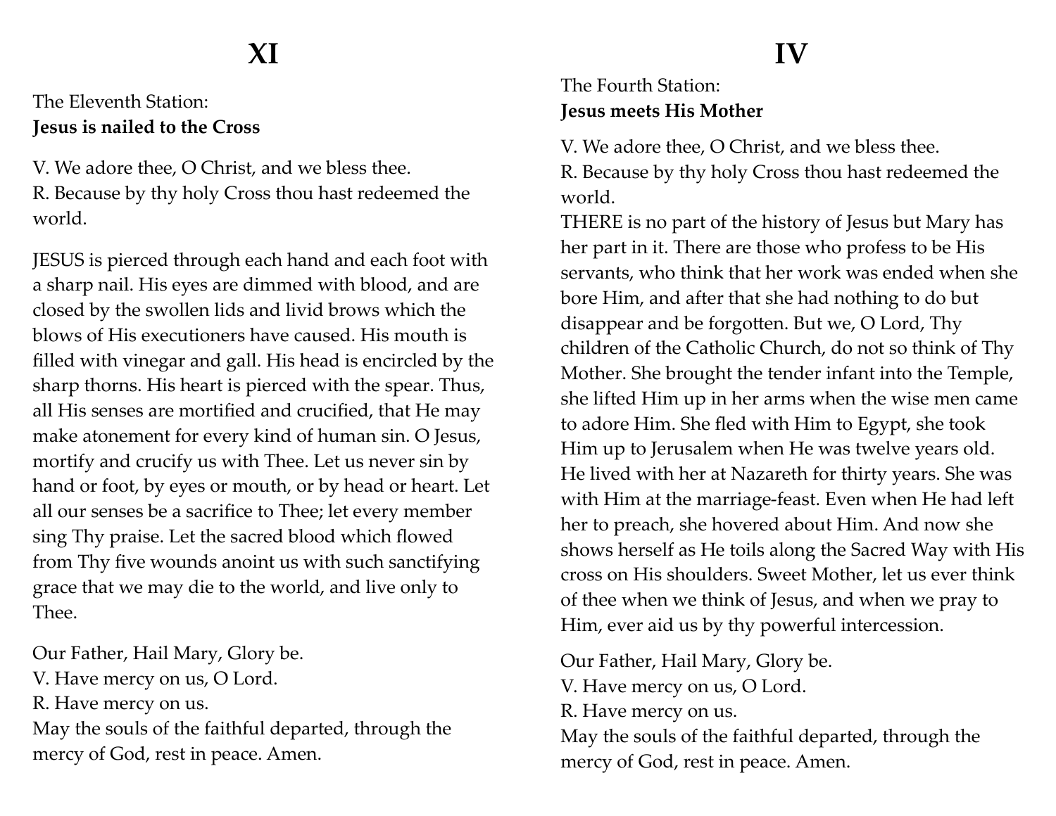# XI

The Eleventh Station:
**Jesus is nailed to the Cross**

V. We adore thee, O Christ, and we bless thee.
R. Because by thy holy Cross thou hast redeemed the world.

JESUS is pierced through each hand and each foot with a sharp nail. His eyes are dimmed with blood, and are closed by the swollen lids and livid brows which the blows of His executioners have caused. His mouth is filled with vinegar and gall. His head is encircled by the sharp thorns. His heart is pierced with the spear. Thus, all His senses are mortified and crucified, that He may make atonement for every kind of human sin. O Jesus, mortify and crucify us with Thee. Let us never sin by hand or foot, by eyes or mouth, or by head or heart. Let all our senses be a sacrifice to Thee; let every member sing Thy praise. Let the sacred blood which flowed from Thy five wounds anoint us with such sanctifying grace that we may die to the world, and live only to Thee.

Our Father, Hail Mary, Glory be.
V. Have mercy on us, O Lord.
R. Have mercy on us.
May the souls of the faithful departed, through the mercy of God, rest in peace. Amen.

# IV

The Fourth Station:
**Jesus meets His Mother**

V. We adore thee, O Christ, and we bless thee.
R. Because by thy holy Cross thou hast redeemed the world.
THERE is no part of the history of Jesus but Mary has her part in it. There are those who profess to be His servants, who think that her work was ended when she bore Him, and after that she had nothing to do but disappear and be forgotten. But we, O Lord, Thy children of the Catholic Church, do not so think of Thy Mother. She brought the tender infant into the Temple, she lifted Him up in her arms when the wise men came to adore Him. She fled with Him to Egypt, she took Him up to Jerusalem when He was twelve years old. He lived with her at Nazareth for thirty years. She was with Him at the marriage-feast. Even when He had left her to preach, she hovered about Him. And now she shows herself as He toils along the Sacred Way with His cross on His shoulders. Sweet Mother, let us ever think of thee when we think of Jesus, and when we pray to Him, ever aid us by thy powerful intercession.

Our Father, Hail Mary, Glory be.
V. Have mercy on us, O Lord.
R. Have mercy on us.
May the souls of the faithful departed, through the mercy of God, rest in peace. Amen.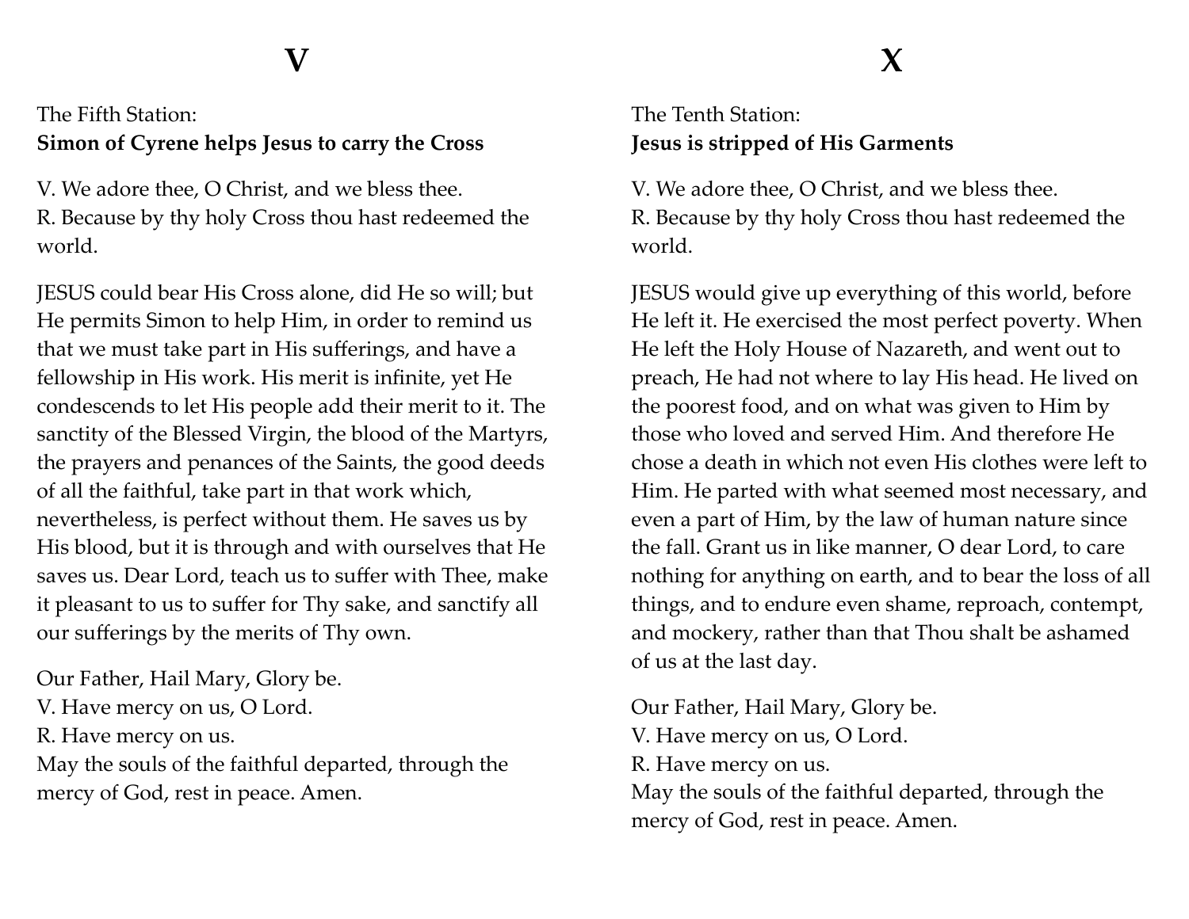# V

The Fifth Station:
**Simon of Cyrene helps Jesus to carry the Cross**

V. We adore thee, O Christ, and we bless thee.
R. Because by thy holy Cross thou hast redeemed the world.

JESUS could bear His Cross alone, did He so will; but He permits Simon to help Him, in order to remind us that we must take part in His sufferings, and have a fellowship in His work. His merit is infinite, yet He condescends to let His people add their merit to it. The sanctity of the Blessed Virgin, the blood of the Martyrs, the prayers and penances of the Saints, the good deeds of all the faithful, take part in that work which, nevertheless, is perfect without them. He saves us by His blood, but it is through and with ourselves that He saves us. Dear Lord, teach us to suffer with Thee, make it pleasant to us to suffer for Thy sake, and sanctify all our sufferings by the merits of Thy own.

Our Father, Hail Mary, Glory be.
V. Have mercy on us, O Lord.
R. Have mercy on us.
May the souls of the faithful departed, through the mercy of God, rest in peace. Amen.

# X

The Tenth Station:
**Jesus is stripped of His Garments**

V. We adore thee, O Christ, and we bless thee.
R. Because by thy holy Cross thou hast redeemed the world.

JESUS would give up everything of this world, before He left it. He exercised the most perfect poverty. When He left the Holy House of Nazareth, and went out to preach, He had not where to lay His head. He lived on the poorest food, and on what was given to Him by those who loved and served Him. And therefore He chose a death in which not even His clothes were left to Him. He parted with what seemed most necessary, and even a part of Him, by the law of human nature since the fall. Grant us in like manner, O dear Lord, to care nothing for anything on earth, and to bear the loss of all things, and to endure even shame, reproach, contempt, and mockery, rather than that Thou shalt be ashamed of us at the last day.

Our Father, Hail Mary, Glory be.
V. Have mercy on us, O Lord.
R. Have mercy on us.
May the souls of the faithful departed, through the mercy of God, rest in peace. Amen.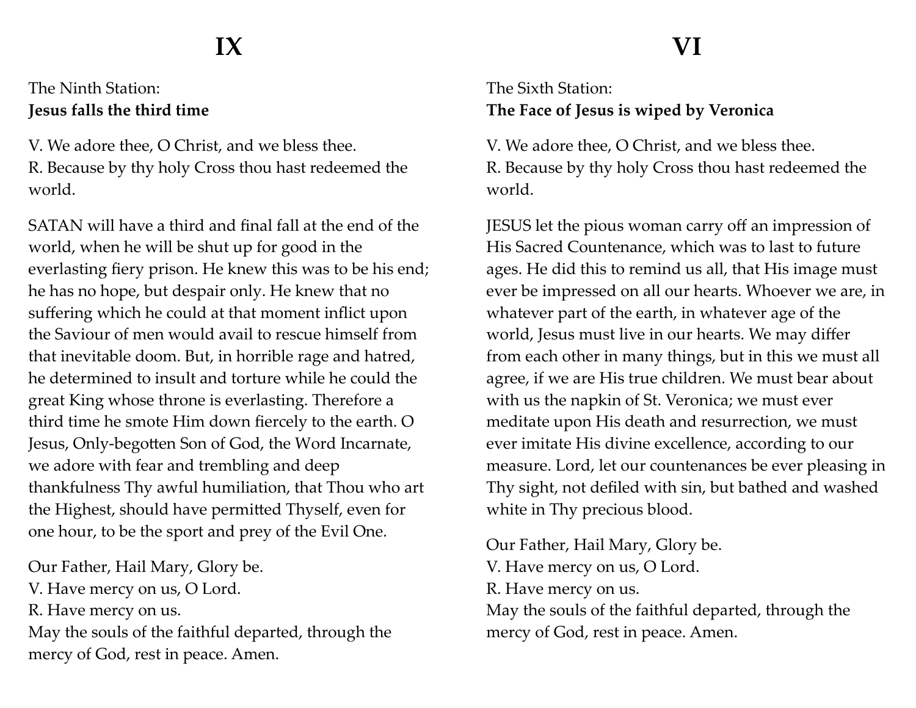# IX

The Ninth Station:
**Jesus falls the third time**

V. We adore thee, O Christ, and we bless thee.
R. Because by thy holy Cross thou hast redeemed the world.

SATAN will have a third and final fall at the end of the world, when he will be shut up for good in the everlasting fiery prison. He knew this was to be his end; he has no hope, but despair only. He knew that no suffering which he could at that moment inflict upon the Saviour of men would avail to rescue himself from that inevitable doom. But, in horrible rage and hatred, he determined to insult and torture while he could the great King whose throne is everlasting. Therefore a third time he smote Him down fiercely to the earth. O Jesus, Only-begotten Son of God, the Word Incarnate, we adore with fear and trembling and deep thankfulness Thy awful humiliation, that Thou who art the Highest, should have permitted Thyself, even for one hour, to be the sport and prey of the Evil One.

Our Father, Hail Mary, Glory be.
V. Have mercy on us, O Lord.
R. Have mercy on us.
May the souls of the faithful departed, through the mercy of God, rest in peace. Amen.

# VI

The Sixth Station:
**The Face of Jesus is wiped by Veronica**

V. We adore thee, O Christ, and we bless thee.
R. Because by thy holy Cross thou hast redeemed the world.

JESUS let the pious woman carry off an impression of His Sacred Countenance, which was to last to future ages. He did this to remind us all, that His image must ever be impressed on all our hearts. Whoever we are, in whatever part of the earth, in whatever age of the world, Jesus must live in our hearts. We may differ from each other in many things, but in this we must all agree, if we are His true children. We must bear about with us the napkin of St. Veronica; we must ever meditate upon His death and resurrection, we must ever imitate His divine excellence, according to our measure. Lord, let our countenances be ever pleasing in Thy sight, not defiled with sin, but bathed and washed white in Thy precious blood.

Our Father, Hail Mary, Glory be.
V. Have mercy on us, O Lord.
R. Have mercy on us.
May the souls of the faithful departed, through the mercy of God, rest in peace. Amen.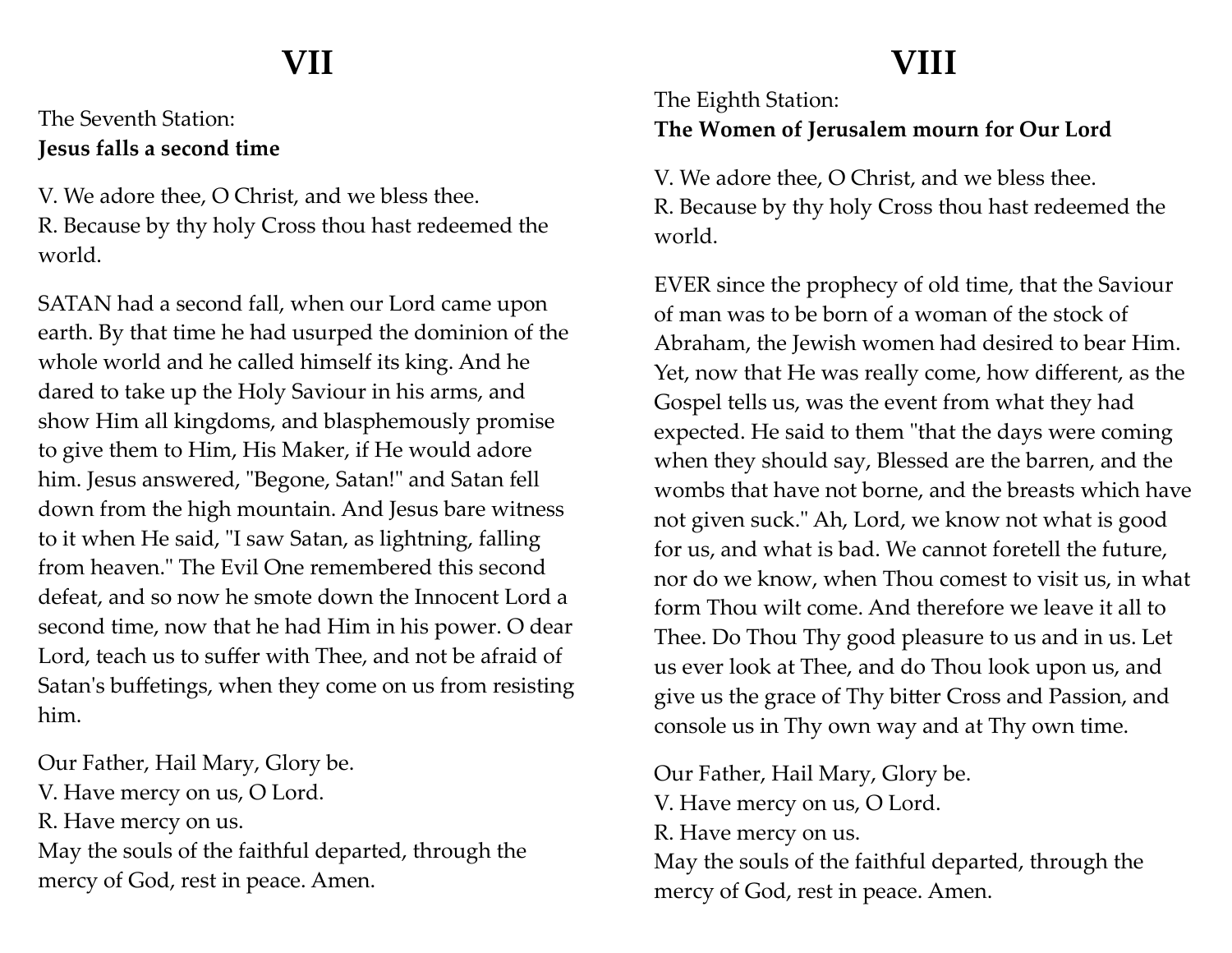# VII

The Seventh Station:
**Jesus falls a second time**

V. We adore thee, O Christ, and we bless thee.
R. Because by thy holy Cross thou hast redeemed the world.

SATAN had a second fall, when our Lord came upon earth. By that time he had usurped the dominion of the whole world and he called himself its king. And he dared to take up the Holy Saviour in his arms, and show Him all kingdoms, and blasphemously promise to give them to Him, His Maker, if He would adore him. Jesus answered, "Begone, Satan!" and Satan fell down from the high mountain. And Jesus bare witness to it when He said, "I saw Satan, as lightning, falling from heaven." The Evil One remembered this second defeat, and so now he smote down the Innocent Lord a second time, now that he had Him in his power. O dear Lord, teach us to suffer with Thee, and not be afraid of Satan's buffetings, when they come on us from resisting him.

Our Father, Hail Mary, Glory be.
V. Have mercy on us, O Lord.
R. Have mercy on us.
May the souls of the faithful departed, through the mercy of God, rest in peace. Amen.

# VIII

The Eighth Station:
**The Women of Jerusalem mourn for Our Lord**

V. We adore thee, O Christ, and we bless thee.
R. Because by thy holy Cross thou hast redeemed the world.

EVER since the prophecy of old time, that the Saviour of man was to be born of a woman of the stock of Abraham, the Jewish women had desired to bear Him. Yet, now that He was really come, how different, as the Gospel tells us, was the event from what they had expected. He said to them "that the days were coming when they should say, Blessed are the barren, and the wombs that have not borne, and the breasts which have not given suck." Ah, Lord, we know not what is good for us, and what is bad. We cannot foretell the future, nor do we know, when Thou comest to visit us, in what form Thou wilt come. And therefore we leave it all to Thee. Do Thou Thy good pleasure to us and in us. Let us ever look at Thee, and do Thou look upon us, and give us the grace of Thy bitter Cross and Passion, and console us in Thy own way and at Thy own time.

Our Father, Hail Mary, Glory be.
V. Have mercy on us, O Lord.
R. Have mercy on us.
May the souls of the faithful departed, through the mercy of God, rest in peace. Amen.